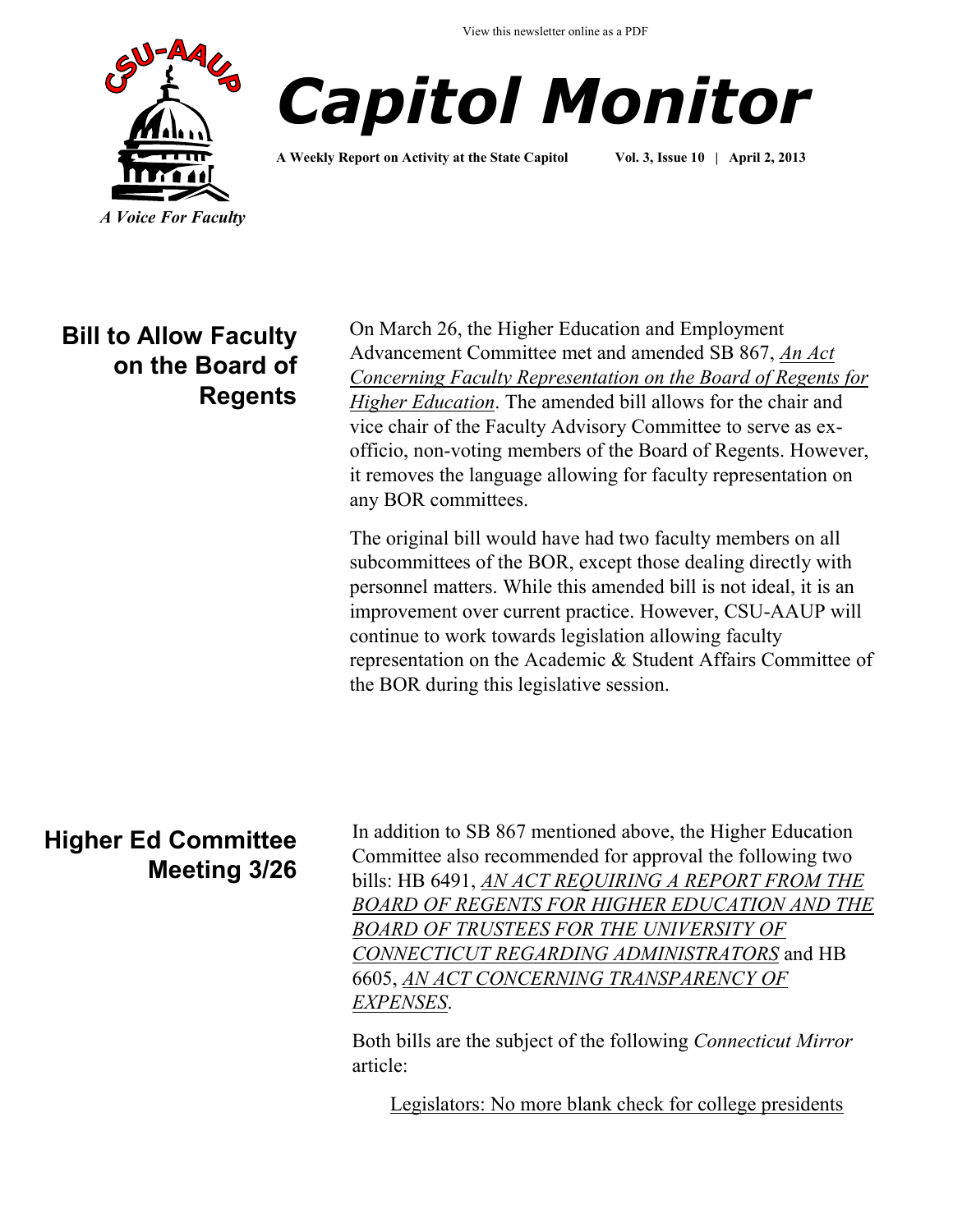View this newsletter online as a PDF

CSU-AAUP

*A Voice For Faculty*

# *Capitol Monitor*

**A Weekly Report on Activity at the State Capitol** **Vol. 3, Issue 10 | April 2, 2013**

## Bill to Allow Faculty on the Board of Regents

On March 26, the Higher Education and Employment Advancement Committee met and amended SB 867, *An Act Concerning Faculty Representation on the Board of Regents for Higher Education*. The amended bill allows for the chair and vice chair of the Faculty Advisory Committee to serve as ex-officio, non-voting members of the Board of Regents. However, it removes the language allowing for faculty representation on any BOR committees.

The original bill would have had two faculty members on all subcommittees of the BOR, except those dealing directly with personnel matters. While this amended bill is not ideal, it is an improvement over current practice. However, CSU-AAUP will continue to work towards legislation allowing faculty representation on the Academic & Student Affairs Committee of the BOR during this legislative session.

## Higher Ed Committee Meeting 3/26

In addition to SB 867 mentioned above, the Higher Education Committee also recommended for approval the following two bills: HB 6491, *AN ACT REQUIRING A REPORT FROM THE BOARD OF REGENTS FOR HIGHER EDUCATION AND THE BOARD OF TRUSTEES FOR THE UNIVERSITY OF CONNECTICUT REGARDING ADMINISTRATORS* and HB 6605, *AN ACT CONCERNING TRANSPARENCY OF EXPENSES*.

Both bills are the subject of the following *Connecticut Mirror* article:

Legislators: No more blank check for college presidents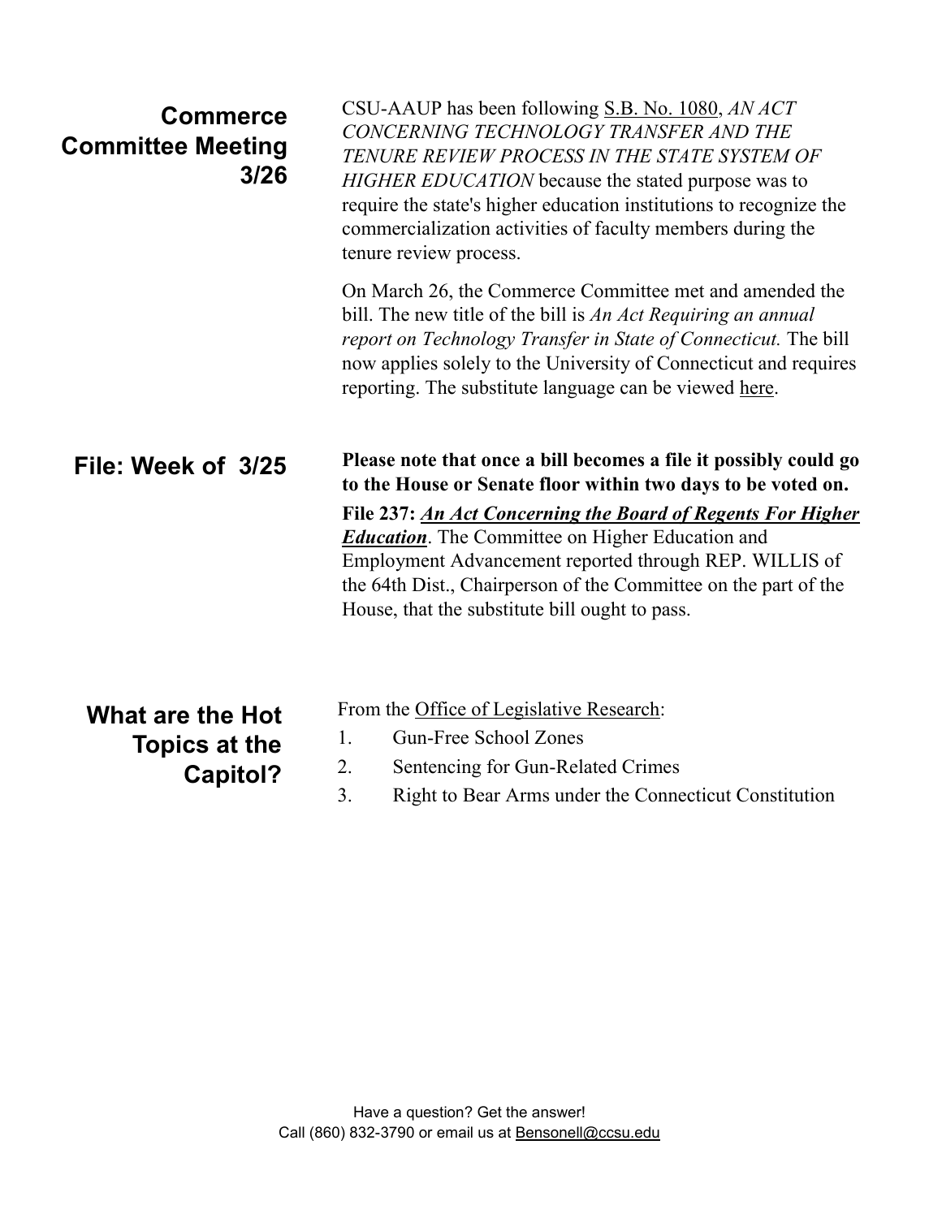## Commerce Committee Meeting 3/26

CSU-AAUP has been following S.B. No. 1080, *AN ACT CONCERNING TECHNOLOGY TRANSFER AND THE TENURE REVIEW PROCESS IN THE STATE SYSTEM OF HIGHER EDUCATION* because the stated purpose was to require the state's higher education institutions to recognize the commercialization activities of faculty members during the tenure review process.

On March 26, the Commerce Committee met and amended the bill. The new title of the bill is *An Act Requiring an annual report on Technology Transfer in State of Connecticut.* The bill now applies solely to the University of Connecticut and requires reporting. The substitute language can be viewed here.

## File: Week of 3/25

**Please note that once a bill becomes a file it possibly could go to the House or Senate floor within two days to be voted on.**

**File 237:** ***An Act Concerning the Board of Regents For Higher Education***. The Committee on Higher Education and Employment Advancement reported through REP. WILLIS of the 64th Dist., Chairperson of the Committee on the part of the House, that the substitute bill ought to pass.

## What are the Hot Topics at the Capitol?

From the Office of Legislative Research:

1. Gun-Free School Zones
2. Sentencing for Gun-Related Crimes
3. Right to Bear Arms under the Connecticut Constitution

Have a question? Get the answer!
Call (860) 832-3790 or email us at Bensonell@ccsu.edu